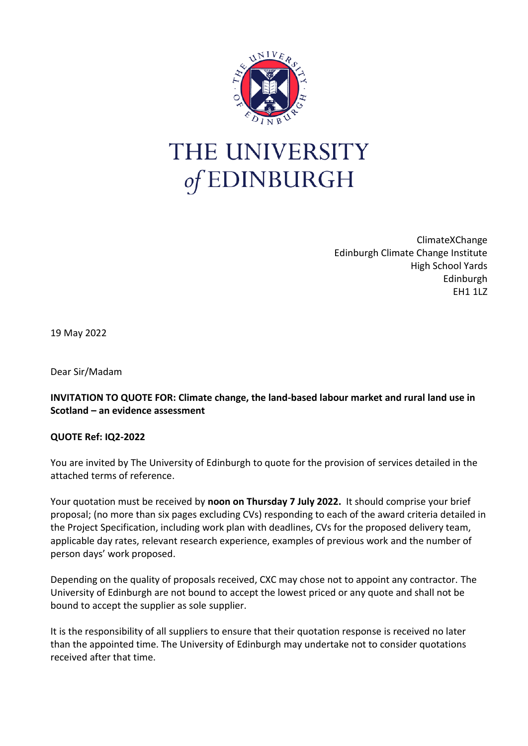THE UNIVERSITY of EDINBURGH

ClimateXChange
Edinburgh Climate Change Institute
High School Yards
Edinburgh
EH1 1LZ

19 May 2022

Dear Sir/Madam

**INVITATION TO QUOTE FOR: Climate change, the land-based labour market and rural land use in Scotland – an evidence assessment**

**QUOTE Ref: IQ2-2022**

You are invited by The University of Edinburgh to quote for the provision of services detailed in the attached terms of reference.

Your quotation must be received by **noon on Thursday 7 July 2022.** It should comprise your brief proposal; (no more than six pages excluding CVs) responding to each of the award criteria detailed in the Project Specification, including work plan with deadlines, CVs for the proposed delivery team, applicable day rates, relevant research experience, examples of previous work and the number of person days' work proposed.

Depending on the quality of proposals received, CXC may chose not to appoint any contractor. The University of Edinburgh are not bound to accept the lowest priced or any quote and shall not be bound to accept the supplier as sole supplier.

It is the responsibility of all suppliers to ensure that their quotation response is received no later than the appointed time. The University of Edinburgh may undertake not to consider quotations received after that time.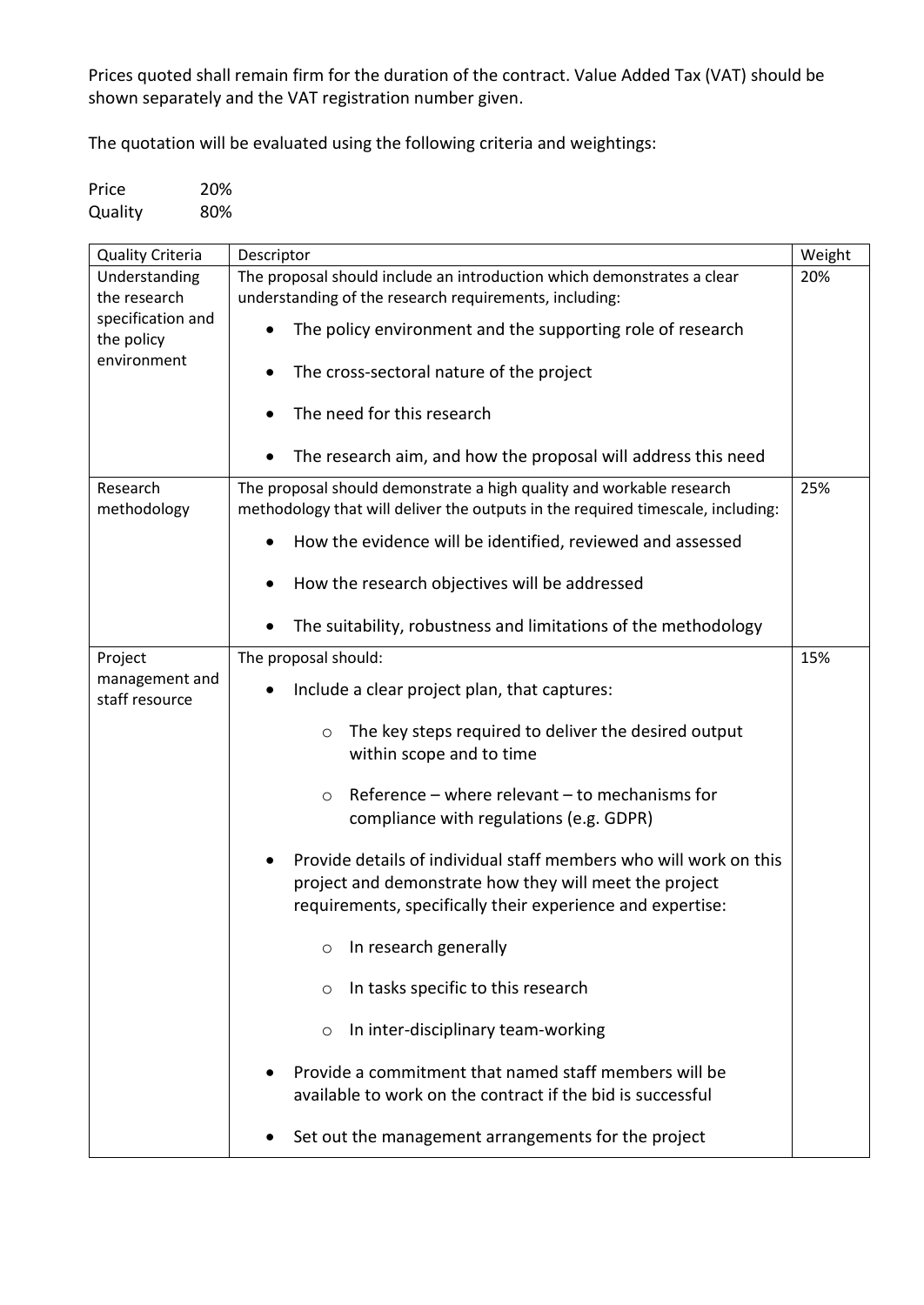Prices quoted shall remain firm for the duration of the contract. Value Added Tax (VAT) should be shown separately and the VAT registration number given.

The quotation will be evaluated using the following criteria and weightings:

Price 20%
Quality 80%

| Quality Criteria | Descriptor | Weight |
|---|---|---|
| Understanding the research specification and the policy environment | The proposal should include an introduction which demonstrates a clear understanding of the research requirements, including:<br>• The policy environment and the supporting role of research<br>• The cross-sectoral nature of the project<br>• The need for this research<br>• The research aim, and how the proposal will address this need | 20% |
| Research methodology | The proposal should demonstrate a high quality and workable research methodology that will deliver the outputs in the required timescale, including:<br>• How the evidence will be identified, reviewed and assessed<br>• How the research objectives will be addressed<br>• The suitability, robustness and limitations of the methodology | 25% |
| Project management and staff resource | The proposal should:<br>• Include a clear project plan, that captures:<br>&nbsp;&nbsp;○ The key steps required to deliver the desired output within scope and to time<br>&nbsp;&nbsp;○ Reference – where relevant – to mechanisms for compliance with regulations (e.g. GDPR)<br>• Provide details of individual staff members who will work on this project and demonstrate how they will meet the project requirements, specifically their experience and expertise:<br>&nbsp;&nbsp;○ In research generally<br>&nbsp;&nbsp;○ In tasks specific to this research<br>&nbsp;&nbsp;○ In inter-disciplinary team-working<br>• Provide a commitment that named staff members will be available to work on the contract if the bid is successful<br>• Set out the management arrangements for the project | 15% |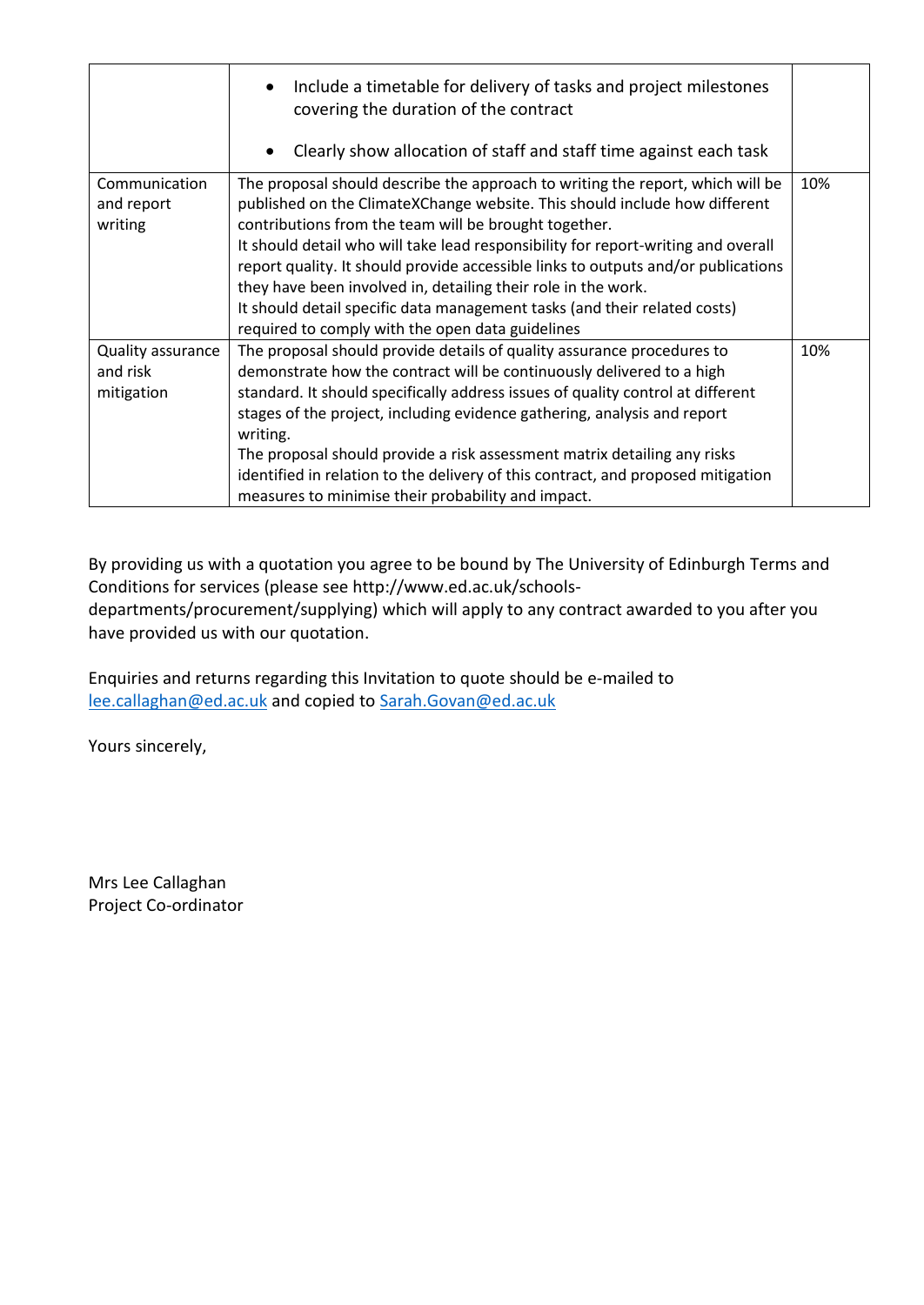| | | |
|---|---|---|
| | • Include a timetable for delivery of tasks and project milestones covering the duration of the contract<br>• Clearly show allocation of staff and staff time against each task | |
| Communication and report writing | The proposal should describe the approach to writing the report, which will be published on the ClimateXChange website. This should include how different contributions from the team will be brought together.<br>It should detail who will take lead responsibility for report-writing and overall report quality. It should provide accessible links to outputs and/or publications they have been involved in, detailing their role in the work.<br>It should detail specific data management tasks (and their related costs) required to comply with the open data guidelines | 10% |
| Quality assurance and risk mitigation | The proposal should provide details of quality assurance procedures to demonstrate how the contract will be continuously delivered to a high standard. It should specifically address issues of quality control at different stages of the project, including evidence gathering, analysis and report writing.<br>The proposal should provide a risk assessment matrix detailing any risks identified in relation to the delivery of this contract, and proposed mitigation measures to minimise their probability and impact. | 10% |

By providing us with a quotation you agree to be bound by The University of Edinburgh Terms and Conditions for services (please see http://www.ed.ac.uk/schools-departments/procurement/supplying) which will apply to any contract awarded to you after you have provided us with our quotation.

Enquiries and returns regarding this Invitation to quote should be e-mailed to lee.callaghan@ed.ac.uk and copied to Sarah.Govan@ed.ac.uk

Yours sincerely,

Mrs Lee Callaghan
Project Co-ordinator